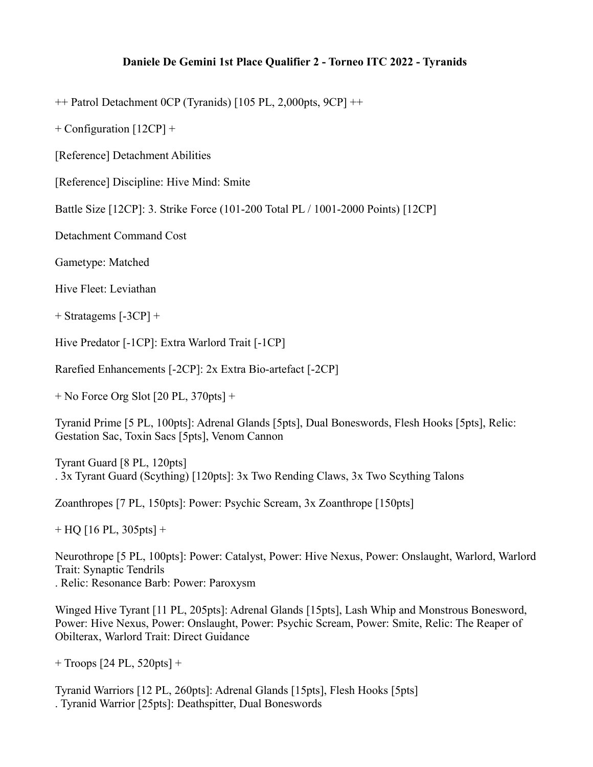**Daniele De Gemini 1st Place Qualifier 2 - Torneo ITC 2022 - Tyranids**

++ Patrol Detachment 0CP (Tyranids) [105 PL, 2,000pts, 9CP] ++

+ Configuration [12CP] +

[Reference] Detachment Abilities

[Reference] Discipline: Hive Mind: Smite

Battle Size [12CP]: 3. Strike Force (101-200 Total PL / 1001-2000 Points) [12CP]

Detachment Command Cost

Gametype: Matched

Hive Fleet: Leviathan

+ Stratagems [-3CP] +

Hive Predator [-1CP]: Extra Warlord Trait [-1CP]

Rarefied Enhancements [-2CP]: 2x Extra Bio-artefact [-2CP]

+ No Force Org Slot [20 PL, 370pts] +

Tyranid Prime [5 PL, 100pts]: Adrenal Glands [5pts], Dual Boneswords, Flesh Hooks [5pts], Relic: Gestation Sac, Toxin Sacs [5pts], Venom Cannon

Tyrant Guard [8 PL, 120pts]
. 3x Tyrant Guard (Scything) [120pts]: 3x Two Rending Claws, 3x Two Scything Talons

Zoanthropes [7 PL, 150pts]: Power: Psychic Scream, 3x Zoanthrope [150pts]

+ HQ [16 PL, 305pts] +

Neurothrope [5 PL, 100pts]: Power: Catalyst, Power: Hive Nexus, Power: Onslaught, Warlord, Warlord Trait: Synaptic Tendrils
. Relic: Resonance Barb: Power: Paroxysm

Winged Hive Tyrant [11 PL, 205pts]: Adrenal Glands [15pts], Lash Whip and Monstrous Bonesword, Power: Hive Nexus, Power: Onslaught, Power: Psychic Scream, Power: Smite, Relic: The Reaper of Obilterax, Warlord Trait: Direct Guidance

+ Troops [24 PL, 520pts] +

Tyranid Warriors [12 PL, 260pts]: Adrenal Glands [15pts], Flesh Hooks [5pts]
. Tyranid Warrior [25pts]: Deathspitter, Dual Boneswords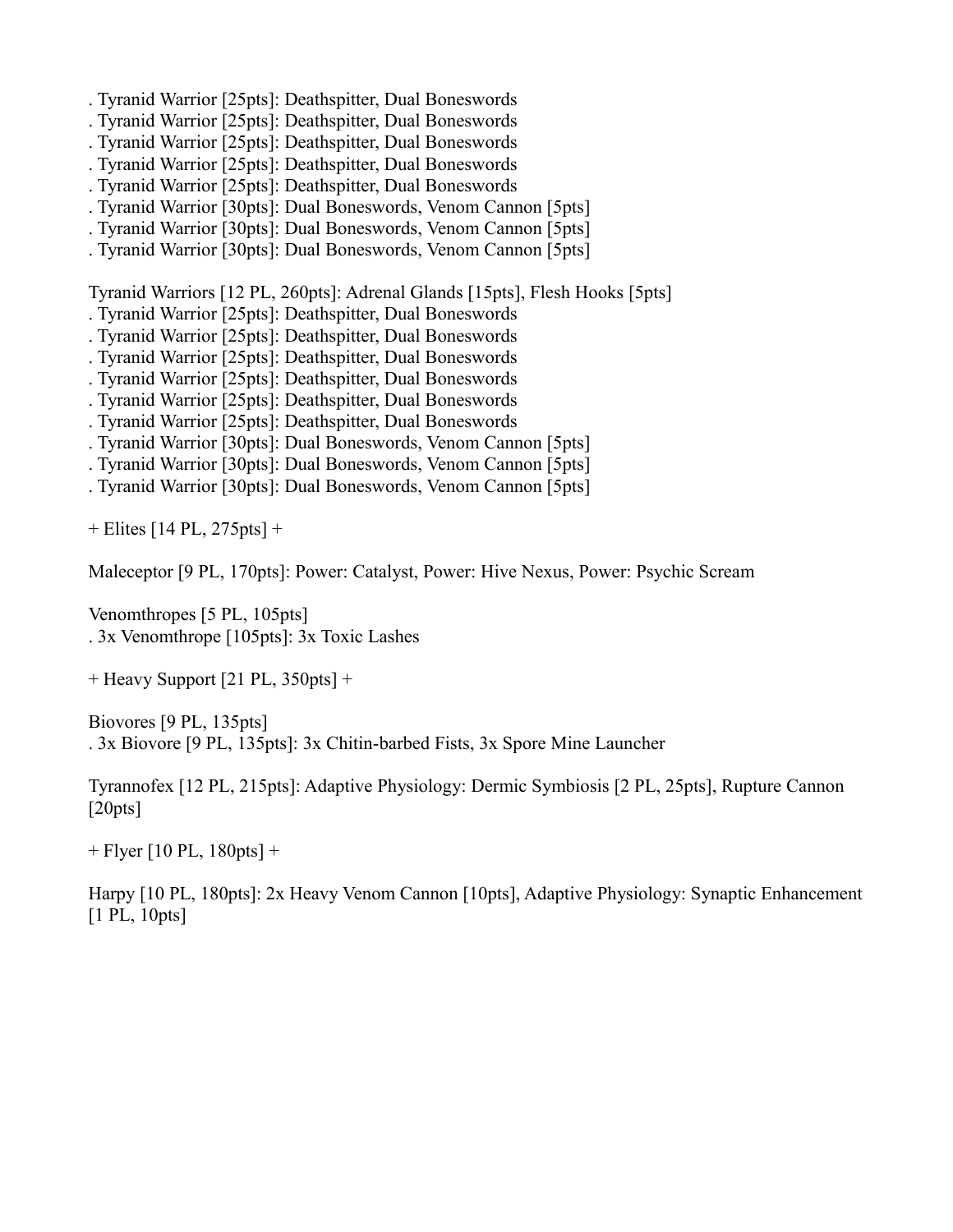. Tyranid Warrior [25pts]: Deathspitter, Dual Boneswords
. Tyranid Warrior [25pts]: Deathspitter, Dual Boneswords
. Tyranid Warrior [25pts]: Deathspitter, Dual Boneswords
. Tyranid Warrior [25pts]: Deathspitter, Dual Boneswords
. Tyranid Warrior [25pts]: Deathspitter, Dual Boneswords
. Tyranid Warrior [30pts]: Dual Boneswords, Venom Cannon [5pts]
. Tyranid Warrior [30pts]: Dual Boneswords, Venom Cannon [5pts]
. Tyranid Warrior [30pts]: Dual Boneswords, Venom Cannon [5pts]

Tyranid Warriors [12 PL, 260pts]: Adrenal Glands [15pts], Flesh Hooks [5pts]
. Tyranid Warrior [25pts]: Deathspitter, Dual Boneswords
. Tyranid Warrior [25pts]: Deathspitter, Dual Boneswords
. Tyranid Warrior [25pts]: Deathspitter, Dual Boneswords
. Tyranid Warrior [25pts]: Deathspitter, Dual Boneswords
. Tyranid Warrior [25pts]: Deathspitter, Dual Boneswords
. Tyranid Warrior [25pts]: Deathspitter, Dual Boneswords
. Tyranid Warrior [30pts]: Dual Boneswords, Venom Cannon [5pts]
. Tyranid Warrior [30pts]: Dual Boneswords, Venom Cannon [5pts]
. Tyranid Warrior [30pts]: Dual Boneswords, Venom Cannon [5pts]

+ Elites [14 PL, 275pts] +

Maleceptor [9 PL, 170pts]: Power: Catalyst, Power: Hive Nexus, Power: Psychic Scream

Venomthropes [5 PL, 105pts]
. 3x Venomthrope [105pts]: 3x Toxic Lashes

+ Heavy Support [21 PL, 350pts] +

Biovores [9 PL, 135pts]
. 3x Biovore [9 PL, 135pts]: 3x Chitin-barbed Fists, 3x Spore Mine Launcher

Tyrannofex [12 PL, 215pts]: Adaptive Physiology: Dermic Symbiosis [2 PL, 25pts], Rupture Cannon [20pts]

+ Flyer [10 PL, 180pts] +

Harpy [10 PL, 180pts]: 2x Heavy Venom Cannon [10pts], Adaptive Physiology: Synaptic Enhancement [1 PL, 10pts]